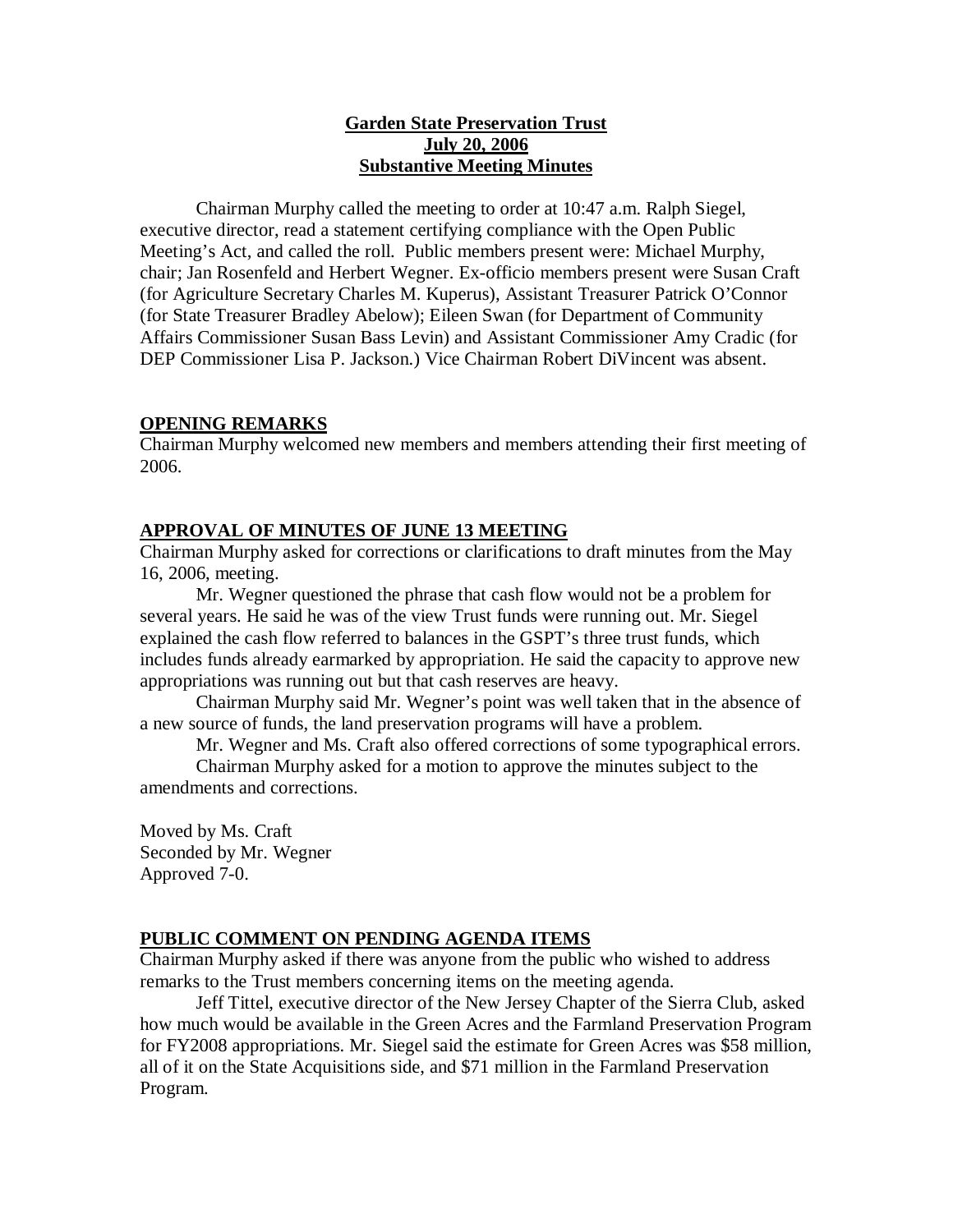**Garden State Preservation Trust**
**July 20, 2006**
**Substantive Meeting Minutes**

Chairman Murphy called the meeting to order at 10:47 a.m. Ralph Siegel, executive director, read a statement certifying compliance with the Open Public Meeting's Act, and called the roll. Public members present were: Michael Murphy, chair; Jan Rosenfeld and Herbert Wegner. Ex-officio members present were Susan Craft (for Agriculture Secretary Charles M. Kuperus), Assistant Treasurer Patrick O'Connor (for State Treasurer Bradley Abelow); Eileen Swan (for Department of Community Affairs Commissioner Susan Bass Levin) and Assistant Commissioner Amy Cradic (for DEP Commissioner Lisa P. Jackson.) Vice Chairman Robert DiVincent was absent.

## OPENING REMARKS

Chairman Murphy welcomed new members and members attending their first meeting of 2006.

## APPROVAL OF MINUTES OF JUNE 13 MEETING

Chairman Murphy asked for corrections or clarifications to draft minutes from the May 16, 2006, meeting.

Mr. Wegner questioned the phrase that cash flow would not be a problem for several years. He said he was of the view Trust funds were running out. Mr. Siegel explained the cash flow referred to balances in the GSPT's three trust funds, which includes funds already earmarked by appropriation. He said the capacity to approve new appropriations was running out but that cash reserves are heavy.

Chairman Murphy said Mr. Wegner's point was well taken that in the absence of a new source of funds, the land preservation programs will have a problem.

Mr. Wegner and Ms. Craft also offered corrections of some typographical errors.

Chairman Murphy asked for a motion to approve the minutes subject to the amendments and corrections.

Moved by Ms. Craft
Seconded by Mr. Wegner
Approved 7-0.

## PUBLIC COMMENT ON PENDING AGENDA ITEMS

Chairman Murphy asked if there was anyone from the public who wished to address remarks to the Trust members concerning items on the meeting agenda.

Jeff Tittel, executive director of the New Jersey Chapter of the Sierra Club, asked how much would be available in the Green Acres and the Farmland Preservation Program for FY2008 appropriations. Mr. Siegel said the estimate for Green Acres was $58 million, all of it on the State Acquisitions side, and $71 million in the Farmland Preservation Program.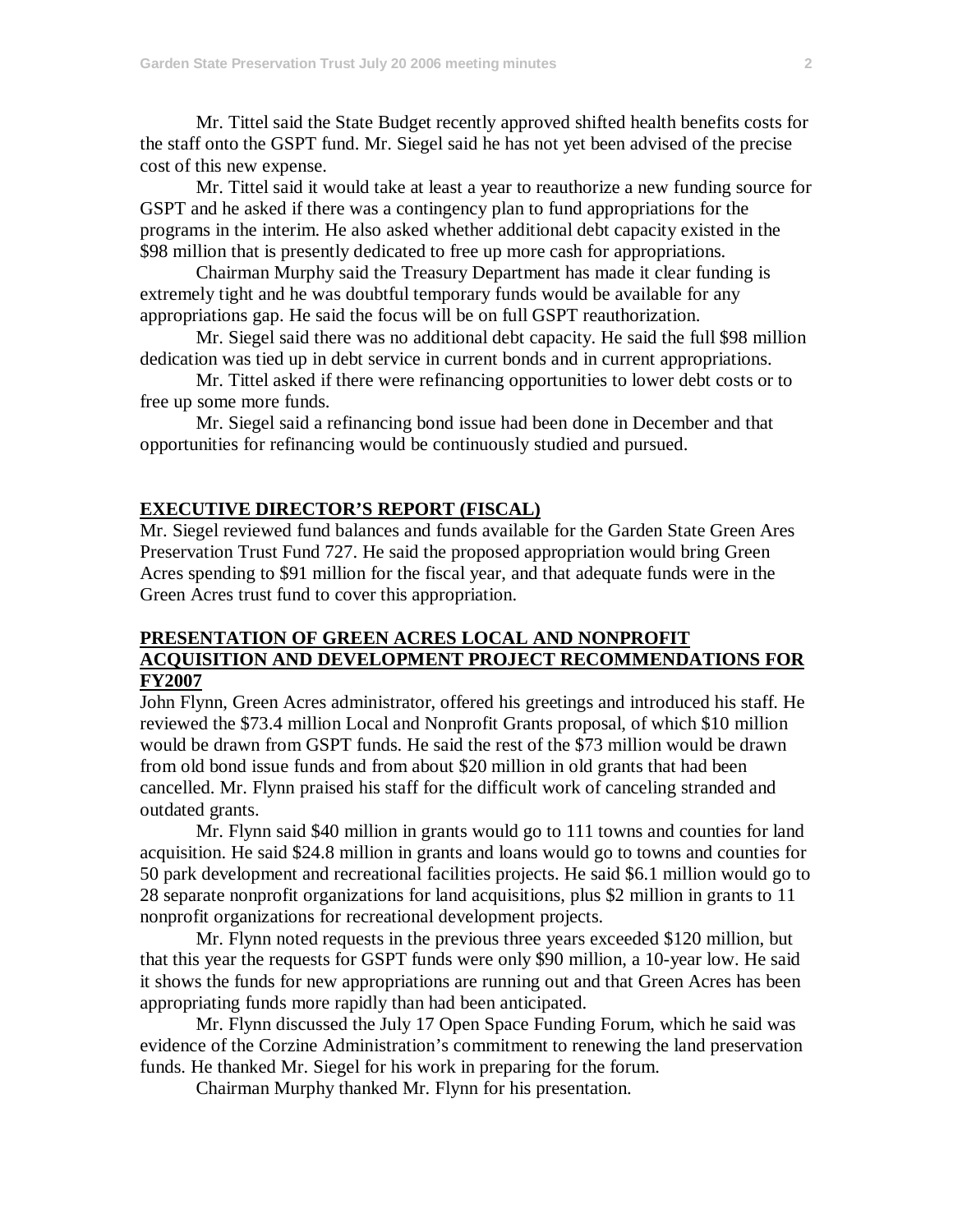Mr. Tittel said the State Budget recently approved shifted health benefits costs for the staff onto the GSPT fund. Mr. Siegel said he has not yet been advised of the precise cost of this new expense.

Mr. Tittel said it would take at least a year to reauthorize a new funding source for GSPT and he asked if there was a contingency plan to fund appropriations for the programs in the interim. He also asked whether additional debt capacity existed in the $98 million that is presently dedicated to free up more cash for appropriations.

Chairman Murphy said the Treasury Department has made it clear funding is extremely tight and he was doubtful temporary funds would be available for any appropriations gap. He said the focus will be on full GSPT reauthorization.

Mr. Siegel said there was no additional debt capacity. He said the full $98 million dedication was tied up in debt service in current bonds and in current appropriations.

Mr. Tittel asked if there were refinancing opportunities to lower debt costs or to free up some more funds.

Mr. Siegel said a refinancing bond issue had been done in December and that opportunities for refinancing would be continuously studied and pursued.

**EXECUTIVE DIRECTOR'S REPORT (FISCAL)**

Mr. Siegel reviewed fund balances and funds available for the Garden State Green Ares Preservation Trust Fund 727. He said the proposed appropriation would bring Green Acres spending to $91 million for the fiscal year, and that adequate funds were in the Green Acres trust fund to cover this appropriation.

**PRESENTATION OF GREEN ACRES LOCAL AND NONPROFIT ACQUISITION AND DEVELOPMENT PROJECT RECOMMENDATIONS FOR FY2007**

John Flynn, Green Acres administrator, offered his greetings and introduced his staff. He reviewed the $73.4 million Local and Nonprofit Grants proposal, of which $10 million would be drawn from GSPT funds. He said the rest of the $73 million would be drawn from old bond issue funds and from about $20 million in old grants that had been cancelled. Mr. Flynn praised his staff for the difficult work of canceling stranded and outdated grants.

Mr. Flynn said $40 million in grants would go to 111 towns and counties for land acquisition. He said $24.8 million in grants and loans would go to towns and counties for 50 park development and recreational facilities projects. He said $6.1 million would go to 28 separate nonprofit organizations for land acquisitions, plus $2 million in grants to 11 nonprofit organizations for recreational development projects.

Mr. Flynn noted requests in the previous three years exceeded $120 million, but that this year the requests for GSPT funds were only $90 million, a 10-year low. He said it shows the funds for new appropriations are running out and that Green Acres has been appropriating funds more rapidly than had been anticipated.

Mr. Flynn discussed the July 17 Open Space Funding Forum, which he said was evidence of the Corzine Administration's commitment to renewing the land preservation funds. He thanked Mr. Siegel for his work in preparing for the forum.

Chairman Murphy thanked Mr. Flynn for his presentation.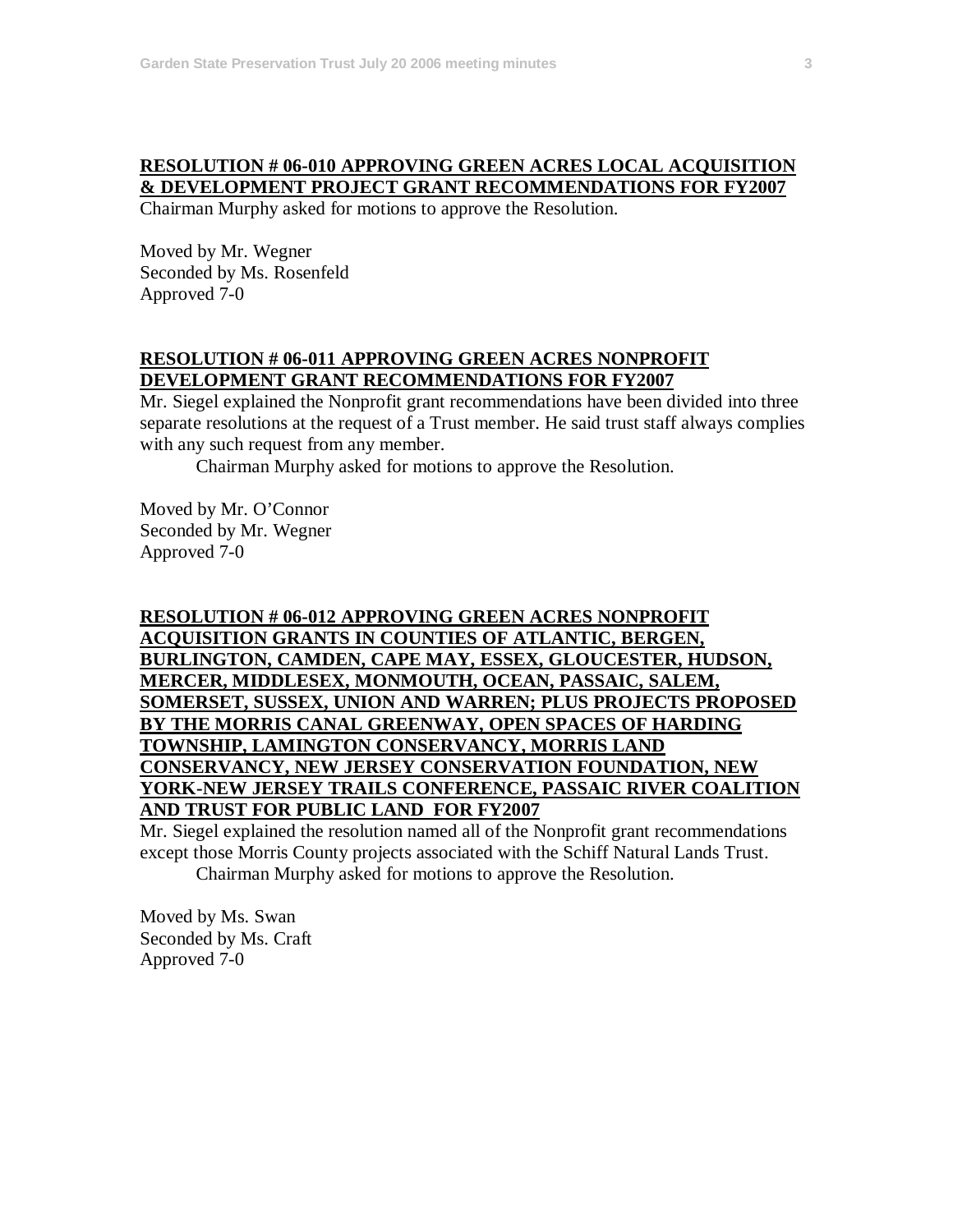**RESOLUTION # 06-010 APPROVING GREEN ACRES LOCAL ACQUISITION & DEVELOPMENT PROJECT GRANT RECOMMENDATIONS FOR FY2007**

Chairman Murphy asked for motions to approve the Resolution.

Moved by Mr. Wegner
Seconded by Ms. Rosenfeld
Approved 7-0

**RESOLUTION # 06-011 APPROVING GREEN ACRES NONPROFIT DEVELOPMENT GRANT RECOMMENDATIONS FOR FY2007**

Mr. Siegel explained the Nonprofit grant recommendations have been divided into three separate resolutions at the request of a Trust member. He said trust staff always complies with any such request from any member.

Chairman Murphy asked for motions to approve the Resolution.

Moved by Mr. O'Connor
Seconded by Mr. Wegner
Approved 7-0

**RESOLUTION # 06-012 APPROVING GREEN ACRES NONPROFIT ACQUISITION GRANTS IN COUNTIES OF ATLANTIC, BERGEN, BURLINGTON, CAMDEN, CAPE MAY, ESSEX, GLOUCESTER, HUDSON, MERCER, MIDDLESEX, MONMOUTH, OCEAN, PASSAIC, SALEM, SOMERSET, SUSSEX, UNION AND WARREN; PLUS PROJECTS PROPOSED BY THE MORRIS CANAL GREENWAY, OPEN SPACES OF HARDING TOWNSHIP, LAMINGTON CONSERVANCY, MORRIS LAND CONSERVANCY, NEW JERSEY CONSERVATION FOUNDATION, NEW YORK-NEW JERSEY TRAILS CONFERENCE, PASSAIC RIVER COALITION AND TRUST FOR PUBLIC LAND FOR FY2007**

Mr. Siegel explained the resolution named all of the Nonprofit grant recommendations except those Morris County projects associated with the Schiff Natural Lands Trust.

Chairman Murphy asked for motions to approve the Resolution.

Moved by Ms. Swan
Seconded by Ms. Craft
Approved 7-0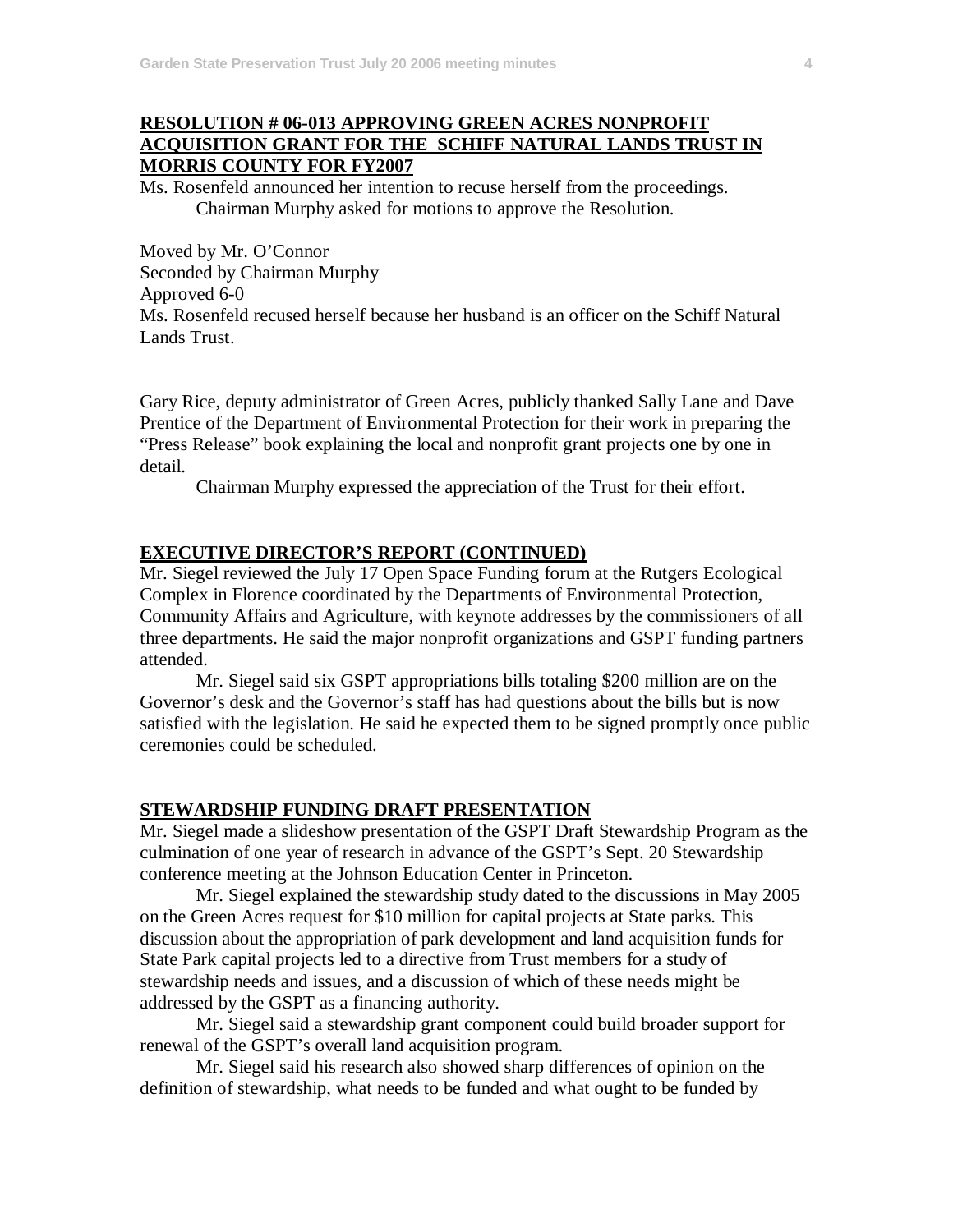**RESOLUTION # 06-013 APPROVING GREEN ACRES NONPROFIT ACQUISITION GRANT FOR THE SCHIFF NATURAL LANDS TRUST IN MORRIS COUNTY FOR FY2007**

Ms. Rosenfeld announced her intention to recuse herself from the proceedings.

Chairman Murphy asked for motions to approve the Resolution.

Moved by Mr. O'Connor
Seconded by Chairman Murphy
Approved 6-0
Ms. Rosenfeld recused herself because her husband is an officer on the Schiff Natural Lands Trust.

Gary Rice, deputy administrator of Green Acres, publicly thanked Sally Lane and Dave Prentice of the Department of Environmental Protection for their work in preparing the "Press Release" book explaining the local and nonprofit grant projects one by one in detail.

Chairman Murphy expressed the appreciation of the Trust for their effort.

**EXECUTIVE DIRECTOR'S REPORT (CONTINUED)**

Mr. Siegel reviewed the July 17 Open Space Funding forum at the Rutgers Ecological Complex in Florence coordinated by the Departments of Environmental Protection, Community Affairs and Agriculture, with keynote addresses by the commissioners of all three departments. He said the major nonprofit organizations and GSPT funding partners attended.

Mr. Siegel said six GSPT appropriations bills totaling $200 million are on the Governor's desk and the Governor's staff has had questions about the bills but is now satisfied with the legislation. He said he expected them to be signed promptly once public ceremonies could be scheduled.

**STEWARDSHIP FUNDING DRAFT PRESENTATION**

Mr. Siegel made a slideshow presentation of the GSPT Draft Stewardship Program as the culmination of one year of research in advance of the GSPT's Sept. 20 Stewardship conference meeting at the Johnson Education Center in Princeton.

Mr. Siegel explained the stewardship study dated to the discussions in May 2005 on the Green Acres request for $10 million for capital projects at State parks. This discussion about the appropriation of park development and land acquisition funds for State Park capital projects led to a directive from Trust members for a study of stewardship needs and issues, and a discussion of which of these needs might be addressed by the GSPT as a financing authority.

Mr. Siegel said a stewardship grant component could build broader support for renewal of the GSPT's overall land acquisition program.

Mr. Siegel said his research also showed sharp differences of opinion on the definition of stewardship, what needs to be funded and what ought to be funded by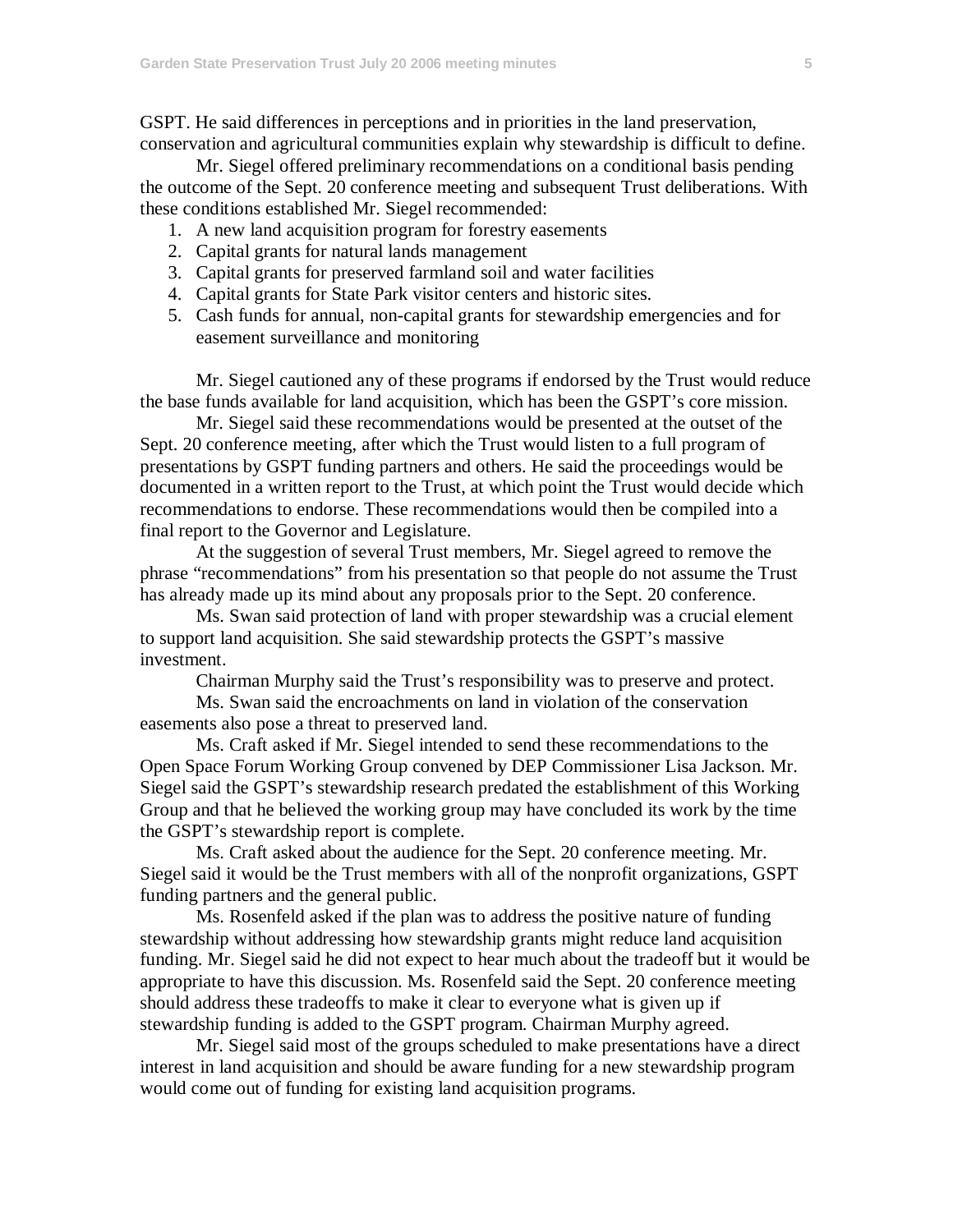GSPT. He said differences in perceptions and in priorities in the land preservation, conservation and agricultural communities explain why stewardship is difficult to define.

Mr. Siegel offered preliminary recommendations on a conditional basis pending the outcome of the Sept. 20 conference meeting and subsequent Trust deliberations. With these conditions established Mr. Siegel recommended:

1. A new land acquisition program for forestry easements
2. Capital grants for natural lands management
3. Capital grants for preserved farmland soil and water facilities
4. Capital grants for State Park visitor centers and historic sites.
5. Cash funds for annual, non-capital grants for stewardship emergencies and for easement surveillance and monitoring

Mr. Siegel cautioned any of these programs if endorsed by the Trust would reduce the base funds available for land acquisition, which has been the GSPT's core mission.

Mr. Siegel said these recommendations would be presented at the outset of the Sept. 20 conference meeting, after which the Trust would listen to a full program of presentations by GSPT funding partners and others. He said the proceedings would be documented in a written report to the Trust, at which point the Trust would decide which recommendations to endorse. These recommendations would then be compiled into a final report to the Governor and Legislature.

At the suggestion of several Trust members, Mr. Siegel agreed to remove the phrase "recommendations" from his presentation so that people do not assume the Trust has already made up its mind about any proposals prior to the Sept. 20 conference.

Ms. Swan said protection of land with proper stewardship was a crucial element to support land acquisition. She said stewardship protects the GSPT's massive investment.

Chairman Murphy said the Trust's responsibility was to preserve and protect.

Ms. Swan said the encroachments on land in violation of the conservation easements also pose a threat to preserved land.

Ms. Craft asked if Mr. Siegel intended to send these recommendations to the Open Space Forum Working Group convened by DEP Commissioner Lisa Jackson. Mr. Siegel said the GSPT's stewardship research predated the establishment of this Working Group and that he believed the working group may have concluded its work by the time the GSPT's stewardship report is complete.

Ms. Craft asked about the audience for the Sept. 20 conference meeting. Mr. Siegel said it would be the Trust members with all of the nonprofit organizations, GSPT funding partners and the general public.

Ms. Rosenfeld asked if the plan was to address the positive nature of funding stewardship without addressing how stewardship grants might reduce land acquisition funding. Mr. Siegel said he did not expect to hear much about the tradeoff but it would be appropriate to have this discussion. Ms. Rosenfeld said the Sept. 20 conference meeting should address these tradeoffs to make it clear to everyone what is given up if stewardship funding is added to the GSPT program. Chairman Murphy agreed.

Mr. Siegel said most of the groups scheduled to make presentations have a direct interest in land acquisition and should be aware funding for a new stewardship program would come out of funding for existing land acquisition programs.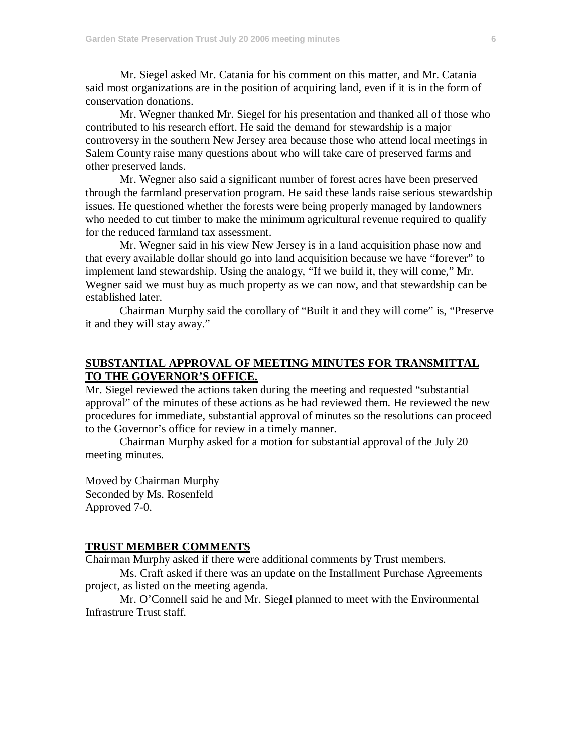Mr. Siegel asked Mr. Catania for his comment on this matter, and Mr. Catania said most organizations are in the position of acquiring land, even if it is in the form of conservation donations.

Mr. Wegner thanked Mr. Siegel for his presentation and thanked all of those who contributed to his research effort. He said the demand for stewardship is a major controversy in the southern New Jersey area because those who attend local meetings in Salem County raise many questions about who will take care of preserved farms and other preserved lands.

Mr. Wegner also said a significant number of forest acres have been preserved through the farmland preservation program. He said these lands raise serious stewardship issues. He questioned whether the forests were being properly managed by landowners who needed to cut timber to make the minimum agricultural revenue required to qualify for the reduced farmland tax assessment.

Mr. Wegner said in his view New Jersey is in a land acquisition phase now and that every available dollar should go into land acquisition because we have "forever" to implement land stewardship. Using the analogy, "If we build it, they will come," Mr. Wegner said we must buy as much property as we can now, and that stewardship can be established later.

Chairman Murphy said the corollary of "Built it and they will come" is, "Preserve it and they will stay away."

## SUBSTANTIAL APPROVAL OF MEETING MINUTES FOR TRANSMITTAL TO THE GOVERNOR'S OFFICE.

Mr. Siegel reviewed the actions taken during the meeting and requested "substantial approval" of the minutes of these actions as he had reviewed them. He reviewed the new procedures for immediate, substantial approval of minutes so the resolutions can proceed to the Governor's office for review in a timely manner.

Chairman Murphy asked for a motion for substantial approval of the July 20 meeting minutes.

Moved by Chairman Murphy
Seconded by Ms. Rosenfeld
Approved 7-0.

## TRUST MEMBER COMMENTS

Chairman Murphy asked if there were additional comments by Trust members.

Ms. Craft asked if there was an update on the Installment Purchase Agreements project, as listed on the meeting agenda.

Mr. O'Connell said he and Mr. Siegel planned to meet with the Environmental Infrastrure Trust staff.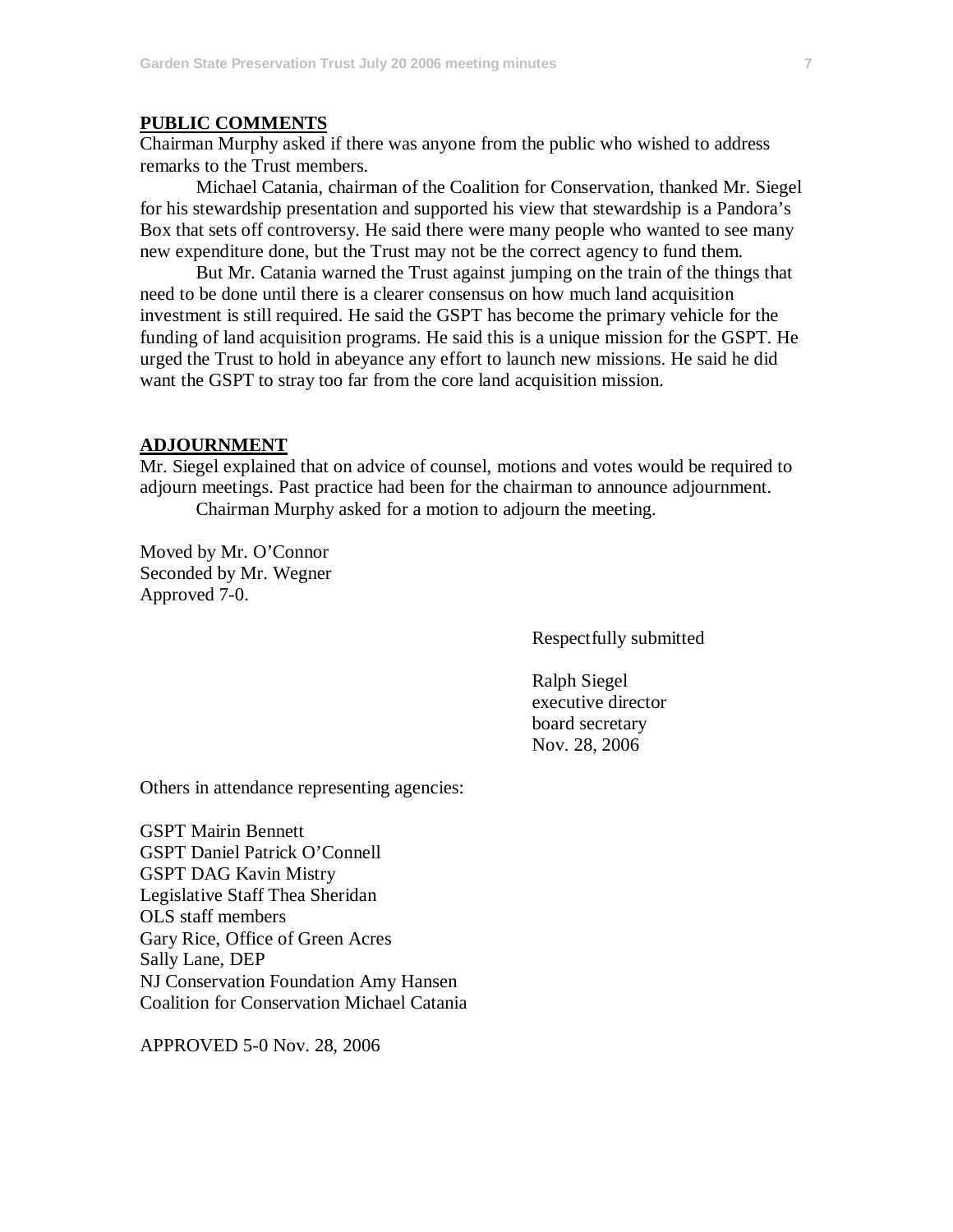## PUBLIC COMMENTS

Chairman Murphy asked if there was anyone from the public who wished to address remarks to the Trust members.

Michael Catania, chairman of the Coalition for Conservation, thanked Mr. Siegel for his stewardship presentation and supported his view that stewardship is a Pandora's Box that sets off controversy. He said there were many people who wanted to see many new expenditure done, but the Trust may not be the correct agency to fund them.

But Mr. Catania warned the Trust against jumping on the train of the things that need to be done until there is a clearer consensus on how much land acquisition investment is still required. He said the GSPT has become the primary vehicle for the funding of land acquisition programs. He said this is a unique mission for the GSPT. He urged the Trust to hold in abeyance any effort to launch new missions. He said he did want the GSPT to stray too far from the core land acquisition mission.

## ADJOURNMENT

Mr. Siegel explained that on advice of counsel, motions and votes would be required to adjourn meetings. Past practice had been for the chairman to announce adjournment.

Chairman Murphy asked for a motion to adjourn the meeting.

Moved by Mr. O'Connor
Seconded by Mr. Wegner
Approved 7-0.

Respectfully submitted

Ralph Siegel
executive director
board secretary
Nov. 28, 2006

Others in attendance representing agencies:

GSPT Mairin Bennett
GSPT Daniel Patrick O'Connell
GSPT DAG Kavin Mistry
Legislative Staff Thea Sheridan
OLS staff members
Gary Rice, Office of Green Acres
Sally Lane, DEP
NJ Conservation Foundation Amy Hansen
Coalition for Conservation Michael Catania

APPROVED 5-0 Nov. 28, 2006